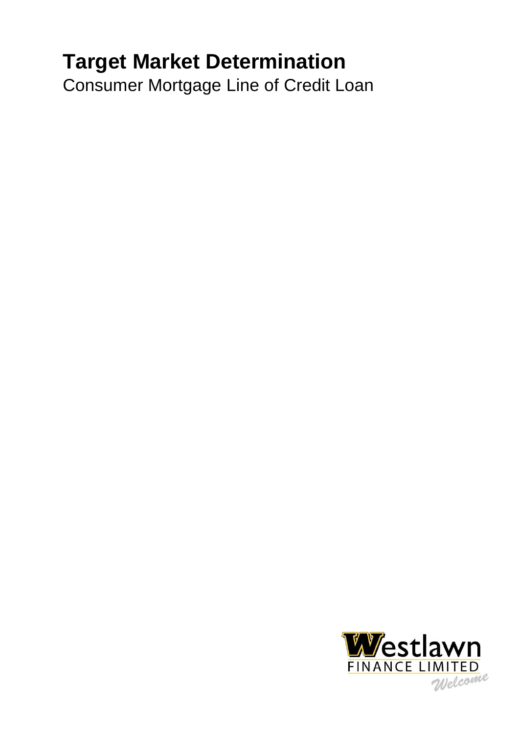# Target Market Determination

Consumer Mortgage Line of Credit Loan

Westlawn FINANCE LIMITED Welcome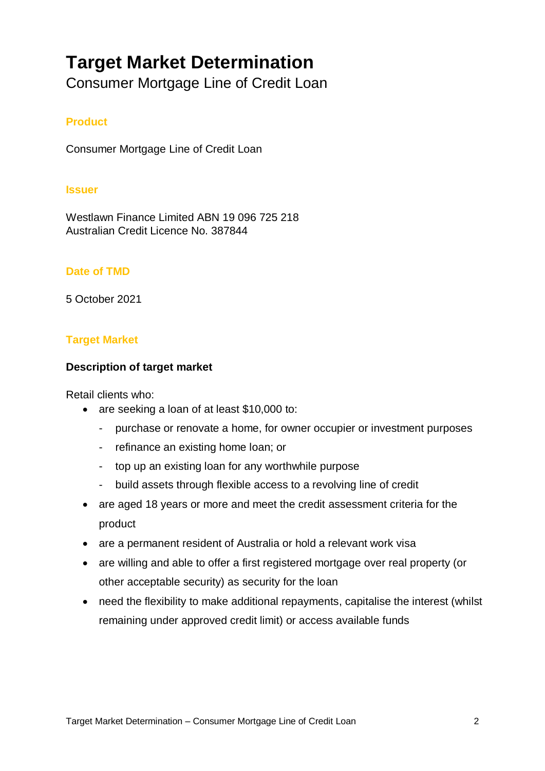# Target Market Determination

Consumer Mortgage Line of Credit Loan

## Product

Consumer Mortgage Line of Credit Loan

## Issuer

Westlawn Finance Limited ABN 19 096 725 218
Australian Credit Licence No. 387844

## Date of TMD

5 October 2021

## Target Market

### Description of target market

Retail clients who:

- are seeking a loan of at least $10,000 to:
  - purchase or renovate a home, for owner occupier or investment purposes
  - refinance an existing home loan; or
  - top up an existing loan for any worthwhile purpose
  - build assets through flexible access to a revolving line of credit
- are aged 18 years or more and meet the credit assessment criteria for the product
- are a permanent resident of Australia or hold a relevant work visa
- are willing and able to offer a first registered mortgage over real property (or other acceptable security) as security for the loan
- need the flexibility to make additional repayments, capitalise the interest (whilst remaining under approved credit limit) or access available funds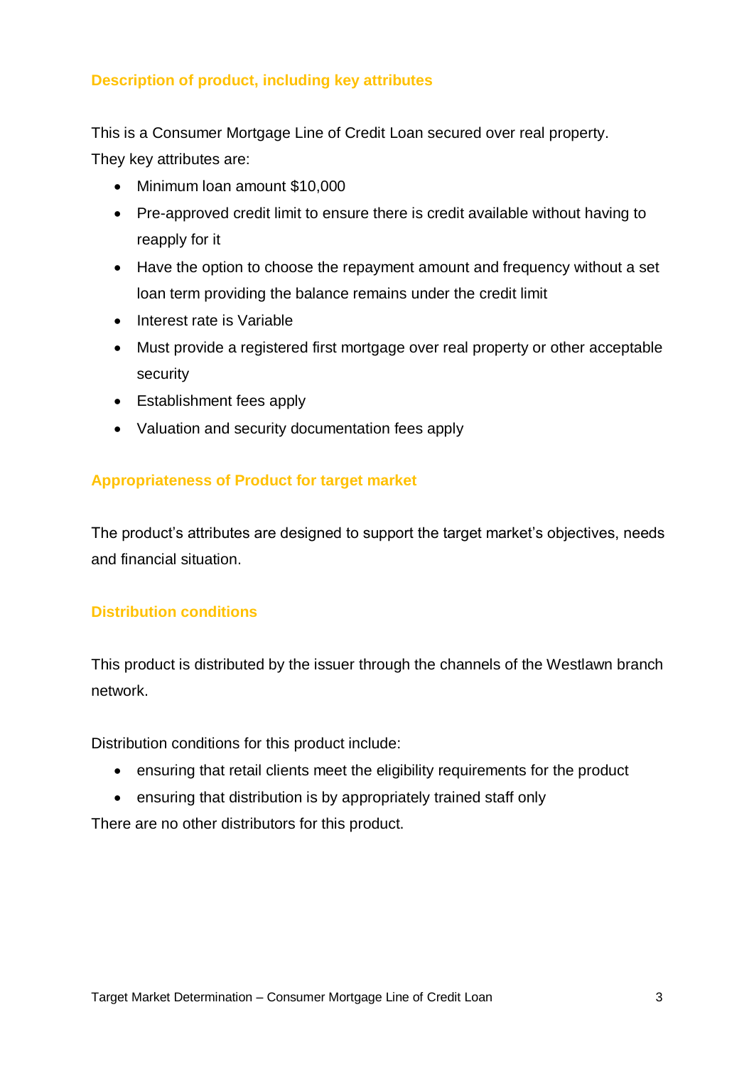## Description of product, including key attributes

This is a Consumer Mortgage Line of Credit Loan secured over real property.
They key attributes are:

- Minimum loan amount $10,000
- Pre-approved credit limit to ensure there is credit available without having to reapply for it
- Have the option to choose the repayment amount and frequency without a set loan term providing the balance remains under the credit limit
- Interest rate is Variable
- Must provide a registered first mortgage over real property or other acceptable security
- Establishment fees apply
- Valuation and security documentation fees apply

## Appropriateness of Product for target market

The product's attributes are designed to support the target market's objectives, needs and financial situation.

## Distribution conditions

This product is distributed by the issuer through the channels of the Westlawn branch network.

Distribution conditions for this product include:

- ensuring that retail clients meet the eligibility requirements for the product
- ensuring that distribution is by appropriately trained staff only

There are no other distributors for this product.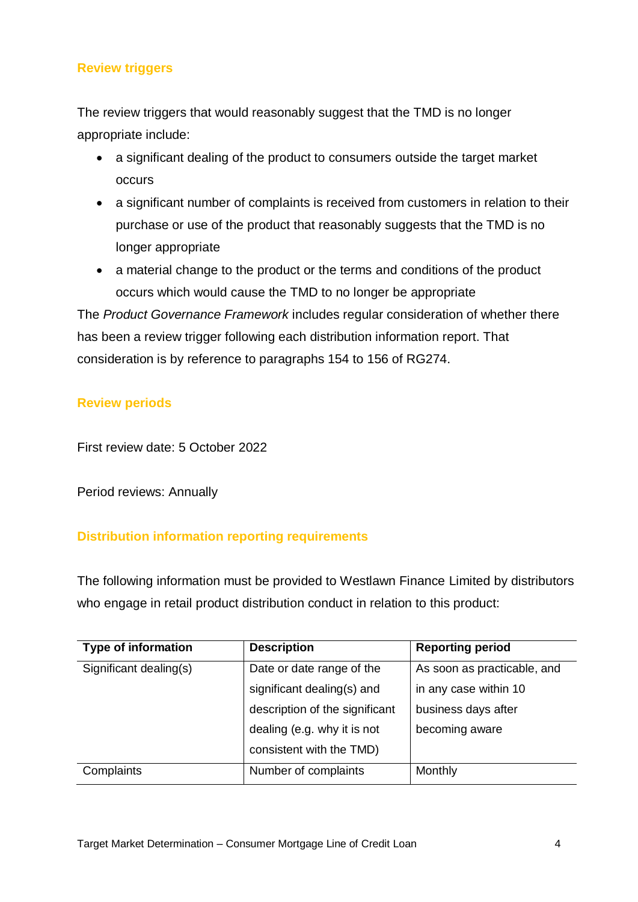## Review triggers

The review triggers that would reasonably suggest that the TMD is no longer appropriate include:

- a significant dealing of the product to consumers outside the target market occurs
- a significant number of complaints is received from customers in relation to their purchase or use of the product that reasonably suggests that the TMD is no longer appropriate
- a material change to the product or the terms and conditions of the product occurs which would cause the TMD to no longer be appropriate

The *Product Governance Framework* includes regular consideration of whether there has been a review trigger following each distribution information report. That consideration is by reference to paragraphs 154 to 156 of RG274.

## Review periods

First review date: 5 October 2022

Period reviews: Annually

## Distribution information reporting requirements

The following information must be provided to Westlawn Finance Limited by distributors who engage in retail product distribution conduct in relation to this product:

| Type of information | Description | Reporting period |
|---|---|---|
| Significant dealing(s) | Date or date range of the significant dealing(s) and description of the significant dealing (e.g. why it is not consistent with the TMD) | As soon as practicable, and in any case within 10 business days after becoming aware |
| Complaints | Number of complaints | Monthly |